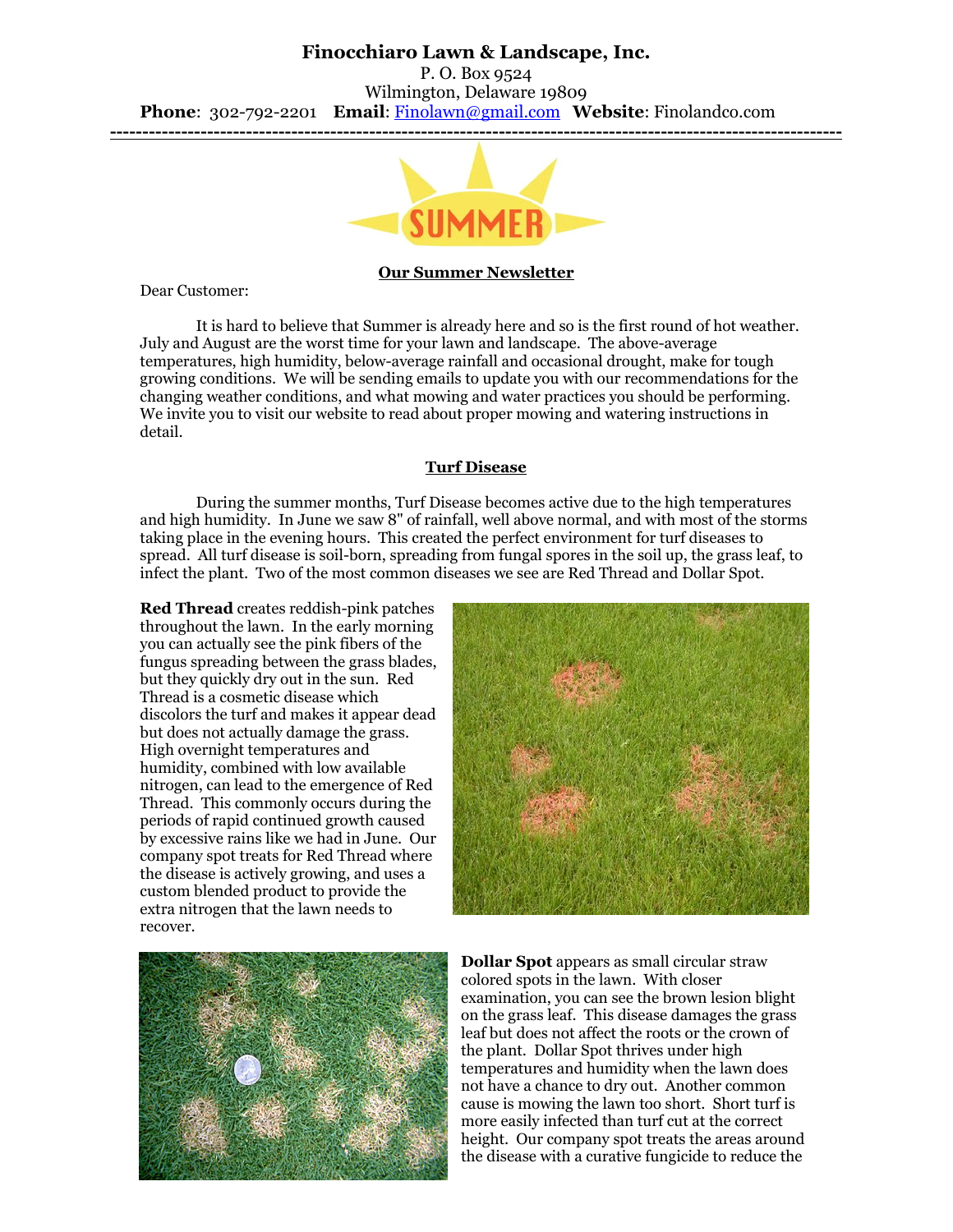**Finocchiaro Lawn & Landscape, Inc.**
P. O. Box 9524
Wilmington, Delaware 19809
**Phone**: 302-792-2201 **Email**: Finolawn@gmail.com **Website**: Finolandco.com

---

SUMMER

## Our Summer Newsletter

Dear Customer:

It is hard to believe that Summer is already here and so is the first round of hot weather. July and August are the worst time for your lawn and landscape. The above-average temperatures, high humidity, below-average rainfall and occasional drought, make for tough growing conditions. We will be sending emails to update you with our recommendations for the changing weather conditions, and what mowing and water practices you should be performing. We invite you to visit our website to read about proper mowing and watering instructions in detail.

## Turf Disease

During the summer months, Turf Disease becomes active due to the high temperatures and high humidity. In June we saw 8" of rainfall, well above normal, and with most of the storms taking place in the evening hours. This created the perfect environment for turf diseases to spread. All turf disease is soil-born, spreading from fungal spores in the soil up, the grass leaf, to infect the plant. Two of the most common diseases we see are Red Thread and Dollar Spot.

**Red Thread** creates reddish-pink patches throughout the lawn. In the early morning you can actually see the pink fibers of the fungus spreading between the grass blades, but they quickly dry out in the sun. Red Thread is a cosmetic disease which discolors the turf and makes it appear dead but does not actually damage the grass. High overnight temperatures and humidity, combined with low available nitrogen, can lead to the emergence of Red Thread. This commonly occurs during the periods of rapid continued growth caused by excessive rains like we had in June. Our company spot treats for Red Thread where the disease is actively growing, and uses a custom blended product to provide the extra nitrogen that the lawn needs to recover.

**Dollar Spot** appears as small circular straw colored spots in the lawn. With closer examination, you can see the brown lesion blight on the grass leaf. This disease damages the grass leaf but does not affect the roots or the crown of the plant. Dollar Spot thrives under high temperatures and humidity when the lawn does not have a chance to dry out. Another common cause is mowing the lawn too short. Short turf is more easily infected than turf cut at the correct height. Our company spot treats the areas around the disease with a curative fungicide to reduce the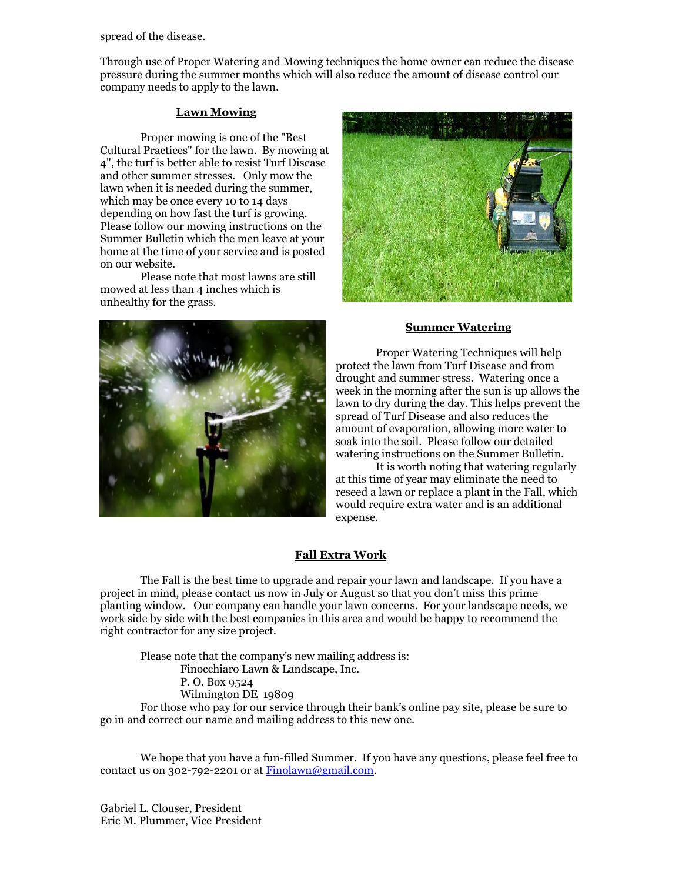spread of the disease.

Through use of Proper Watering and Mowing techniques the home owner can reduce the disease pressure during the summer months which will also reduce the amount of disease control our company needs to apply to the lawn.

## Lawn Mowing

Proper mowing is one of the "Best Cultural Practices" for the lawn. By mowing at 4", the turf is better able to resist Turf Disease and other summer stresses. Only mow the lawn when it is needed during the summer, which may be once every 10 to 14 days depending on how fast the turf is growing. Please follow our mowing instructions on the Summer Bulletin which the men leave at your home at the time of your service and is posted on our website.

Please note that most lawns are still mowed at less than 4 inches which is unhealthy for the grass.

## Summer Watering

Proper Watering Techniques will help protect the lawn from Turf Disease and from drought and summer stress. Watering once a week in the morning after the sun is up allows the lawn to dry during the day. This helps prevent the spread of Turf Disease and also reduces the amount of evaporation, allowing more water to soak into the soil. Please follow our detailed watering instructions on the Summer Bulletin.

It is worth noting that watering regularly at this time of year may eliminate the need to reseed a lawn or replace a plant in the Fall, which would require extra water and is an additional expense.

## Fall Extra Work

The Fall is the best time to upgrade and repair your lawn and landscape. If you have a project in mind, please contact us now in July or August so that you don't miss this prime planting window. Our company can handle your lawn concerns. For your landscape needs, we work side by side with the best companies in this area and would be happy to recommend the right contractor for any size project.

Please note that the company's new mailing address is:

Finocchiaro Lawn & Landscape, Inc.
P. O. Box 9524
Wilmington DE 19809

For those who pay for our service through their bank's online pay site, please be sure to go in and correct our name and mailing address to this new one.

We hope that you have a fun-filled Summer. If you have any questions, please feel free to contact us on 302-792-2201 or at Finolawn@gmail.com.

Gabriel L. Clouser, President
Eric M. Plummer, Vice President